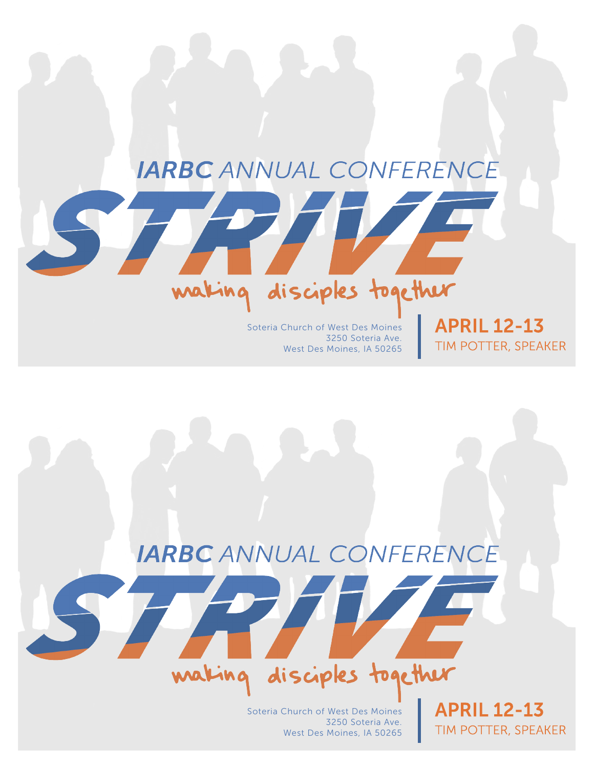*IARBC* ANNUAL CONFERENCE

# STRIVE

making disciples together

Soteria Church of West Des Moines
3250 Soteria Ave.
West Des Moines, IA 50265

**APRIL 12-13**
TIM POTTER, SPEAKER

*IARBC* ANNUAL CONFERENCE

# STRIVE

making disciples together

Soteria Church of West Des Moines
3250 Soteria Ave.
West Des Moines, IA 50265

**APRIL 12-13**
TIM POTTER, SPEAKER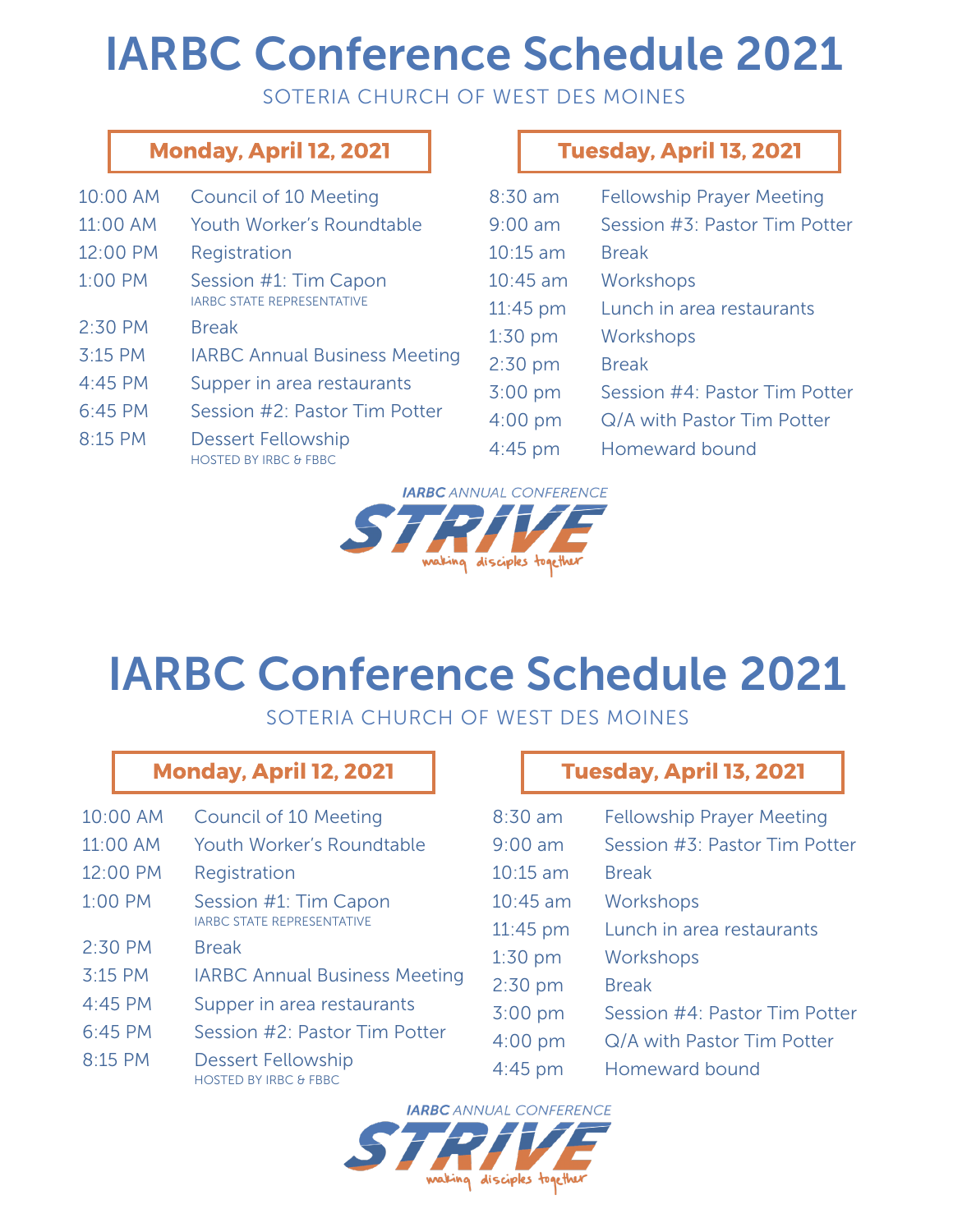# IARBC Conference Schedule 2021

SOTERIA CHURCH OF WEST DES MOINES

## Monday, April 12, 2021

| | |
|---|---|
| 10:00 AM | Council of 10 Meeting |
| 11:00 AM | Youth Worker's Roundtable |
| 12:00 PM | Registration |
| 1:00 PM | Session #1: Tim Capon<br>IARBC STATE REPRESENTATIVE |
| 2:30 PM | Break |
| 3:15 PM | IARBC Annual Business Meeting |
| 4:45 PM | Supper in area restaurants |
| 6:45 PM | Session #2: Pastor Tim Potter |
| 8:15 PM | Dessert Fellowship<br>HOSTED BY IRBC & FBBC |

## Tuesday, April 13, 2021

| | |
|---|---|
| 8:30 am | Fellowship Prayer Meeting |
| 9:00 am | Session #3: Pastor Tim Potter |
| 10:15 am | Break |
| 10:45 am | Workshops |
| 11:45 pm | Lunch in area restaurants |
| 1:30 pm | Workshops |
| 2:30 pm | Break |
| 3:00 pm | Session #4: Pastor Tim Potter |
| 4:00 pm | Q/A with Pastor Tim Potter |
| 4:45 pm | Homeward bound |

IARBC ANNUAL CONFERENCE

STRIVE

making disciples together

# IARBC Conference Schedule 2021

SOTERIA CHURCH OF WEST DES MOINES

## Monday, April 12, 2021

| | |
|---|---|
| 10:00 AM | Council of 10 Meeting |
| 11:00 AM | Youth Worker's Roundtable |
| 12:00 PM | Registration |
| 1:00 PM | Session #1: Tim Capon<br>IARBC STATE REPRESENTATIVE |
| 2:30 PM | Break |
| 3:15 PM | IARBC Annual Business Meeting |
| 4:45 PM | Supper in area restaurants |
| 6:45 PM | Session #2: Pastor Tim Potter |
| 8:15 PM | Dessert Fellowship<br>HOSTED BY IRBC & FBBC |

## Tuesday, April 13, 2021

| | |
|---|---|
| 8:30 am | Fellowship Prayer Meeting |
| 9:00 am | Session #3: Pastor Tim Potter |
| 10:15 am | Break |
| 10:45 am | Workshops |
| 11:45 pm | Lunch in area restaurants |
| 1:30 pm | Workshops |
| 2:30 pm | Break |
| 3:00 pm | Session #4: Pastor Tim Potter |
| 4:00 pm | Q/A with Pastor Tim Potter |
| 4:45 pm | Homeward bound |

IARBC ANNUAL CONFERENCE

STRIVE

making disciples together